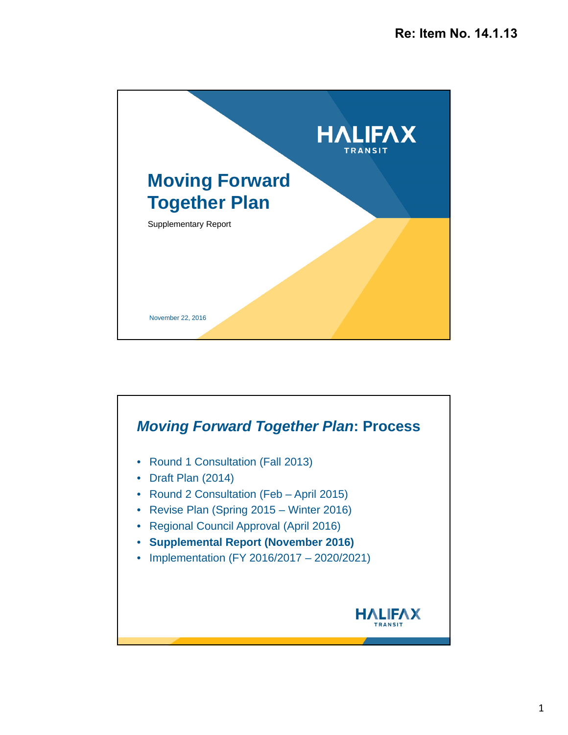Re: Item No. 14.1.13

# Moving Forward Together Plan

Supplementary Report

November 22, 2016

## *Moving Forward Together Plan*: Process

- Round 1 Consultation (Fall 2013)
- Draft Plan (2014)
- Round 2 Consultation (Feb – April 2015)
- Revise Plan (Spring 2015 – Winter 2016)
- Regional Council Approval (April 2016)
- **Supplemental Report (November 2016)**
- Implementation (FY 2016/2017 – 2020/2021)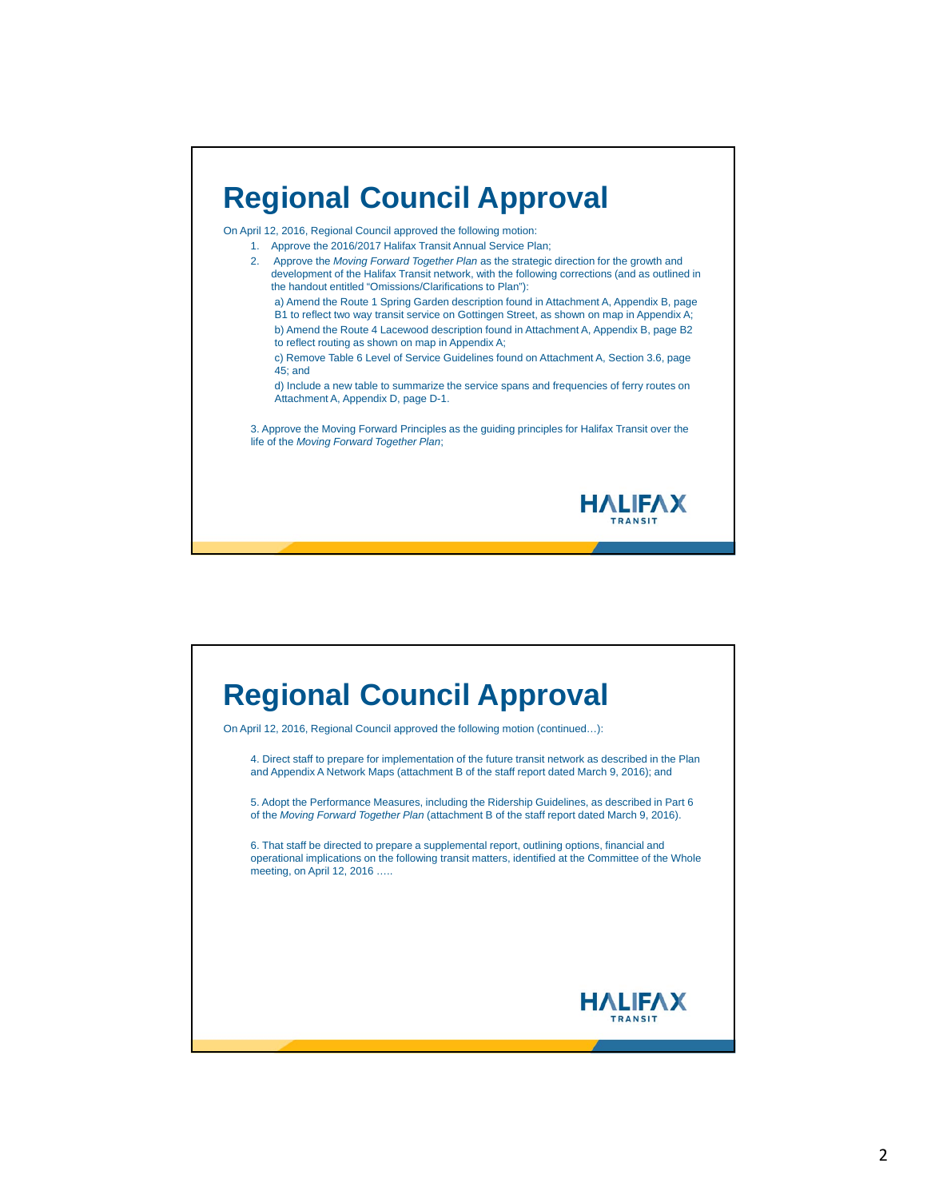# Regional Council Approval

On April 12, 2016, Regional Council approved the following motion:

1. Approve the 2016/2017 Halifax Transit Annual Service Plan;
2. Approve the *Moving Forward Together Plan* as the strategic direction for the growth and development of the Halifax Transit network, with the following corrections (and as outlined in the handout entitled "Omissions/Clarifications to Plan"):

   a) Amend the Route 1 Spring Garden description found in Attachment A, Appendix B, page B1 to reflect two way transit service on Gottingen Street, as shown on map in Appendix A;

   b) Amend the Route 4 Lacewood description found in Attachment A, Appendix B, page B2 to reflect routing as shown on map in Appendix A;

   c) Remove Table 6 Level of Service Guidelines found on Attachment A, Section 3.6, page 45; and

   d) Include a new table to summarize the service spans and frequencies of ferry routes on Attachment A, Appendix D, page D-1.

3. Approve the Moving Forward Principles as the guiding principles for Halifax Transit over the life of the *Moving Forward Together Plan*;

HALIFAX TRANSIT

# Regional Council Approval

On April 12, 2016, Regional Council approved the following motion (continued…):

4. Direct staff to prepare for implementation of the future transit network as described in the Plan and Appendix A Network Maps (attachment B of the staff report dated March 9, 2016); and

5. Adopt the Performance Measures, including the Ridership Guidelines, as described in Part 6 of the *Moving Forward Together Plan* (attachment B of the staff report dated March 9, 2016).

6. That staff be directed to prepare a supplemental report, outlining options, financial and operational implications on the following transit matters, identified at the Committee of the Whole meeting, on April 12, 2016 …..

HALIFAX TRANSIT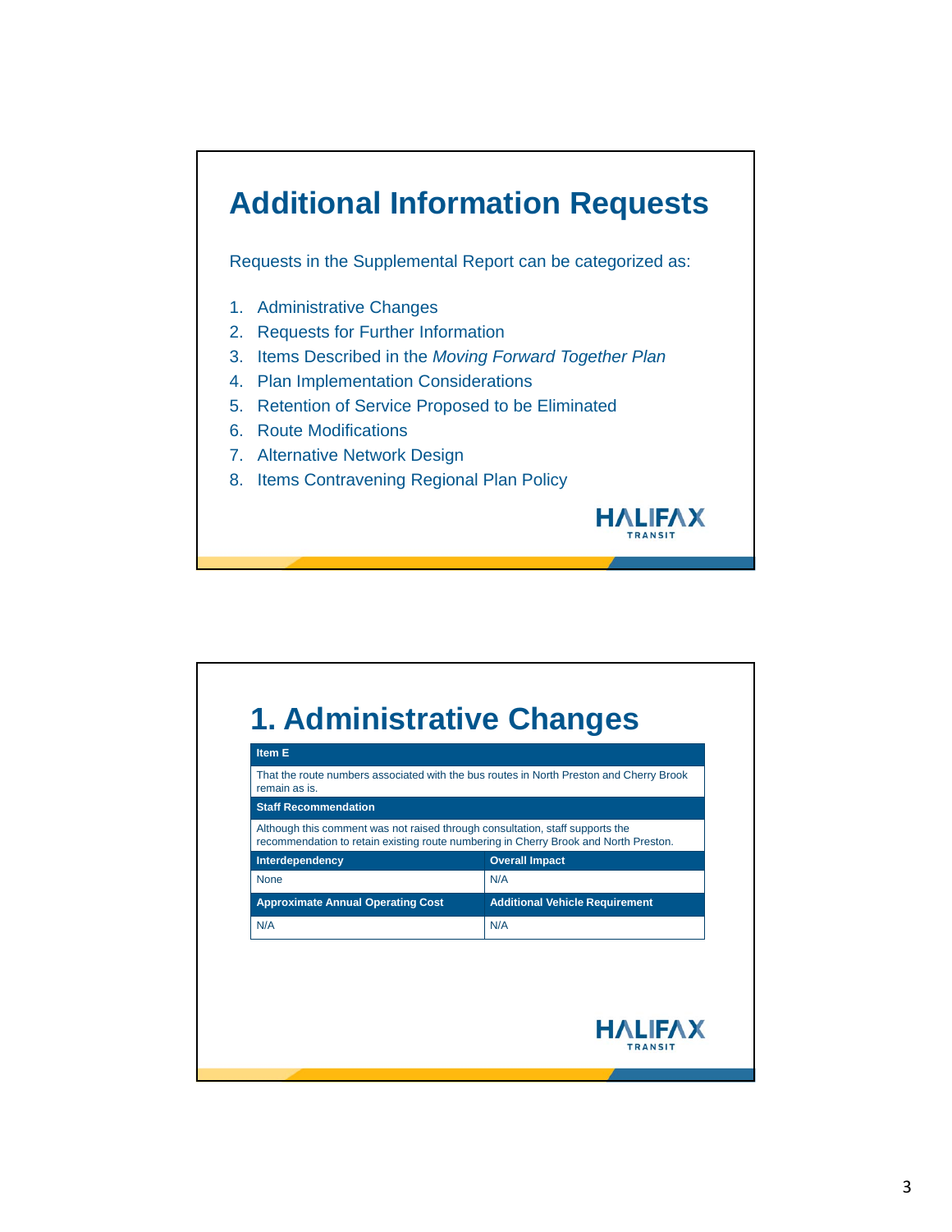# Additional Information Requests

Requests in the Supplemental Report can be categorized as:

1. Administrative Changes
2. Requests for Further Information
3. Items Described in the *Moving Forward Together Plan*
4. Plan Implementation Considerations
5. Retention of Service Proposed to be Eliminated
6. Route Modifications
7. Alternative Network Design
8. Items Contravening Regional Plan Policy

HALIFAX TRANSIT

# 1. Administrative Changes

| Item E | |
|---|---|
| That the route numbers associated with the bus routes in North Preston and Cherry Brook remain as is. | |
| **Staff Recommendation** | |
| Although this comment was not raised through consultation, staff supports the recommendation to retain existing route numbering in Cherry Brook and North Preston. | |
| **Interdependency** | **Overall Impact** |
| None | N/A |
| **Approximate Annual Operating Cost** | **Additional Vehicle Requirement** |
| N/A | N/A |

HALIFAX TRANSIT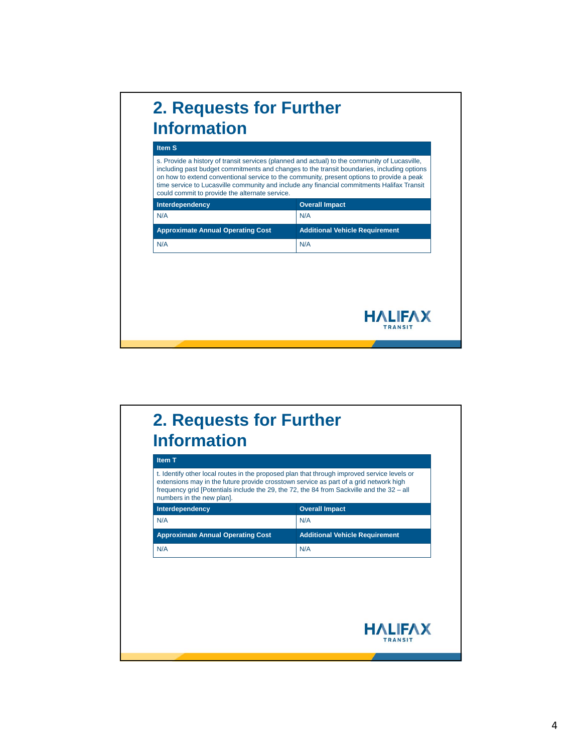## 2. Requests for Further Information

| Item S | |
|---|---|
| s. Provide a history of transit services (planned and actual) to the community of Lucasville, including past budget commitments and changes to the transit boundaries, including options on how to extend conventional service to the community, present options to provide a peak time service to Lucasville community and include any financial commitments Halifax Transit could commit to provide the alternate service. | |
| **Interdependency** | **Overall Impact** |
| N/A | N/A |
| **Approximate Annual Operating Cost** | **Additional Vehicle Requirement** |
| N/A | N/A |

HALIFAX TRANSIT

## 2. Requests for Further Information

| Item T | |
|---|---|
| t. Identify other local routes in the proposed plan that through improved service levels or extensions may in the future provide crosstown service as part of a grid network high frequency grid [Potentials include the 29, the 72, the 84 from Sackville and the 32 – all numbers in the new plan]. | |
| **Interdependency** | **Overall Impact** |
| N/A | N/A |
| **Approximate Annual Operating Cost** | **Additional Vehicle Requirement** |
| N/A | N/A |

HALIFAX TRANSIT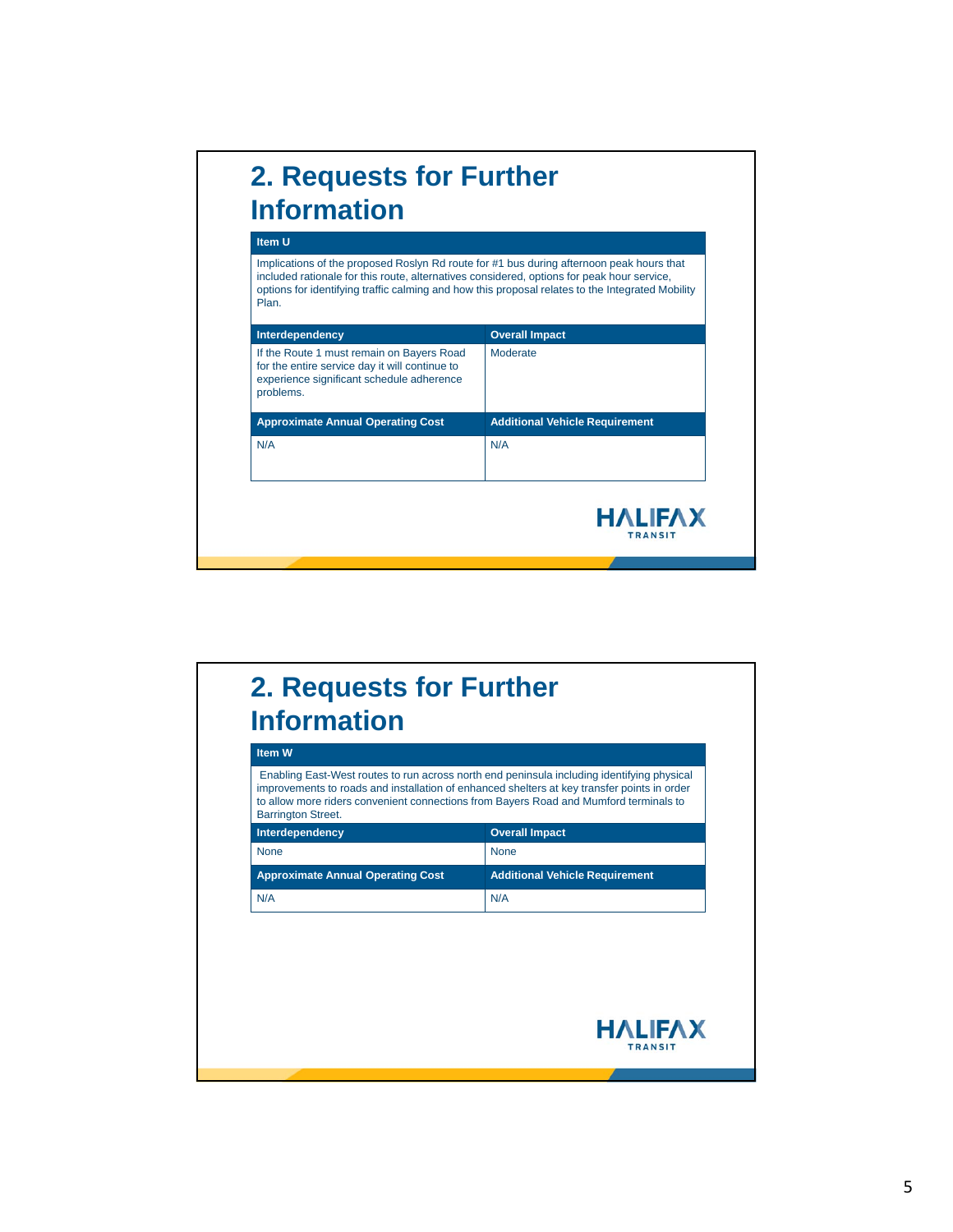## 2. Requests for Further Information

| Item U | |
| --- | --- |
| Implications of the proposed Roslyn Rd route for #1 bus during afternoon peak hours that included rationale for this route, alternatives considered, options for peak hour service, options for identifying traffic calming and how this proposal relates to the Integrated Mobility Plan. | |
| **Interdependency** | **Overall Impact** |
| If the Route 1 must remain on Bayers Road for the entire service day it will continue to experience significant schedule adherence problems. | Moderate |
| **Approximate Annual Operating Cost** | **Additional Vehicle Requirement** |
| N/A | N/A |

HALIFAX TRANSIT

## 2. Requests for Further Information

| Item W | |
| --- | --- |
| Enabling East-West routes to run across north end peninsula including identifying physical improvements to roads and installation of enhanced shelters at key transfer points in order to allow more riders convenient connections from Bayers Road and Mumford terminals to Barrington Street. | |
| **Interdependency** | **Overall Impact** |
| None | None |
| **Approximate Annual Operating Cost** | **Additional Vehicle Requirement** |
| N/A | N/A |

HALIFAX TRANSIT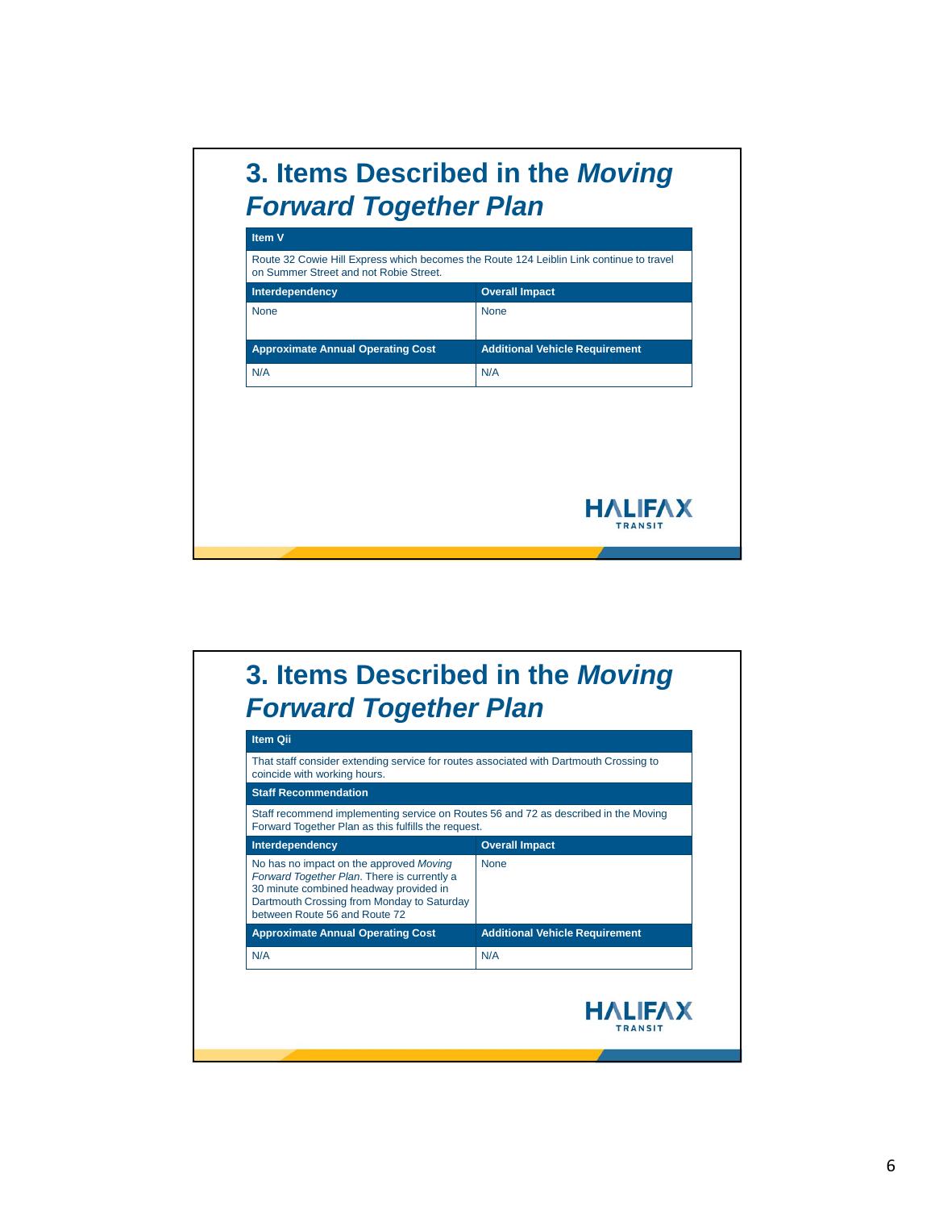## 3. Items Described in the *Moving Forward Together Plan*

| Item V | |
|---|---|
| Route 32 Cowie Hill Express which becomes the Route 124 Leiblin Link continue to travel on Summer Street and not Robie Street. | |
| **Interdependency** | **Overall Impact** |
| None | None |
| **Approximate Annual Operating Cost** | **Additional Vehicle Requirement** |
| N/A | N/A |

HALIFAX TRANSIT

## 3. Items Described in the *Moving Forward Together Plan*

| Item Qii | |
|---|---|
| That staff consider extending service for routes associated with Dartmouth Crossing to coincide with working hours. | |
| **Staff Recommendation** | |
| Staff recommend implementing service on Routes 56 and 72 as described in the Moving Forward Together Plan as this fulfills the request. | |
| **Interdependency** | **Overall Impact** |
| No has no impact on the approved *Moving Forward Together Plan*. There is currently a 30 minute combined headway provided in Dartmouth Crossing from Monday to Saturday between Route 56 and Route 72 | None |
| **Approximate Annual Operating Cost** | **Additional Vehicle Requirement** |
| N/A | N/A |

HALIFAX TRANSIT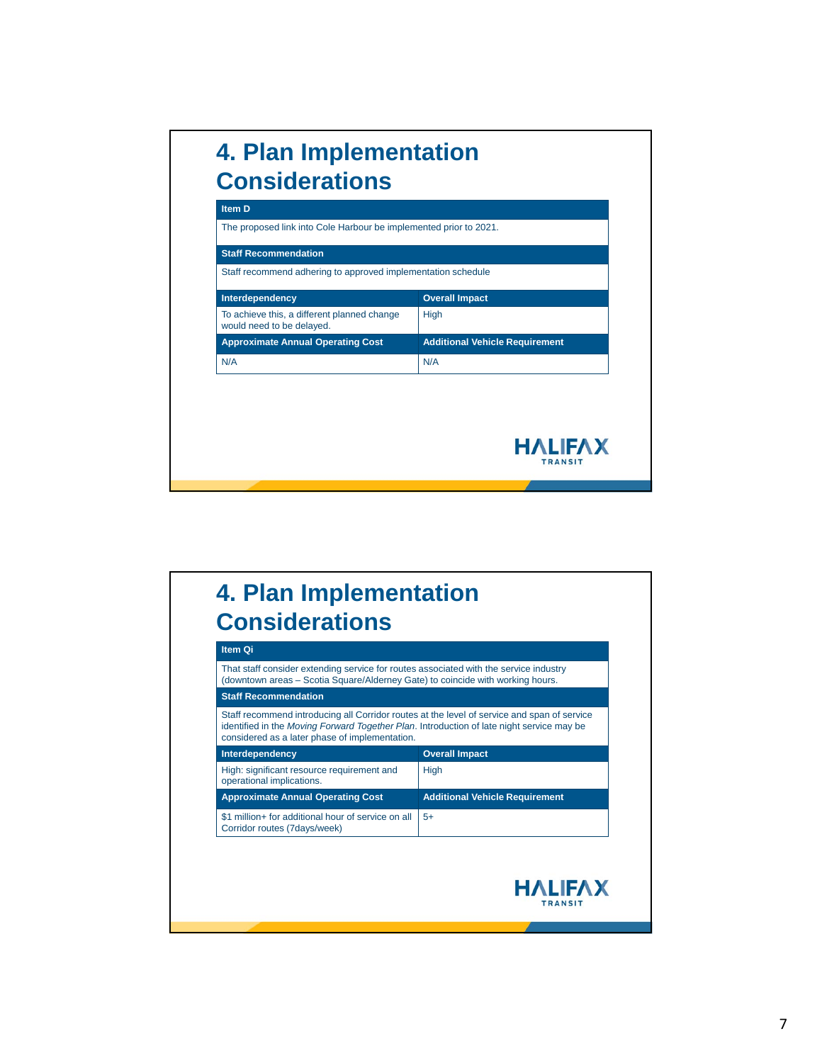# 4. Plan Implementation Considerations

| Item D | |
|---|---|
| The proposed link into Cole Harbour be implemented prior to 2021. | |
| **Staff Recommendation** | |
| Staff recommend adhering to approved implementation schedule | |
| **Interdependency** | **Overall Impact** |
| To achieve this, a different planned change would need to be delayed. | High |
| **Approximate Annual Operating Cost** | **Additional Vehicle Requirement** |
| N/A | N/A |

# 4. Plan Implementation Considerations

| Item Qi | |
|---|---|
| That staff consider extending service for routes associated with the service industry (downtown areas – Scotia Square/Alderney Gate) to coincide with working hours. | |
| **Staff Recommendation** | |
| Staff recommend introducing all Corridor routes at the level of service and span of service identified in the *Moving Forward Together Plan*. Introduction of late night service may be considered as a later phase of implementation. | |
| **Interdependency** | **Overall Impact** |
| High: significant resource requirement and operational implications. | High |
| **Approximate Annual Operating Cost** | **Additional Vehicle Requirement** |
| $1 million+ for additional hour of service on all Corridor routes (7days/week) | 5+ |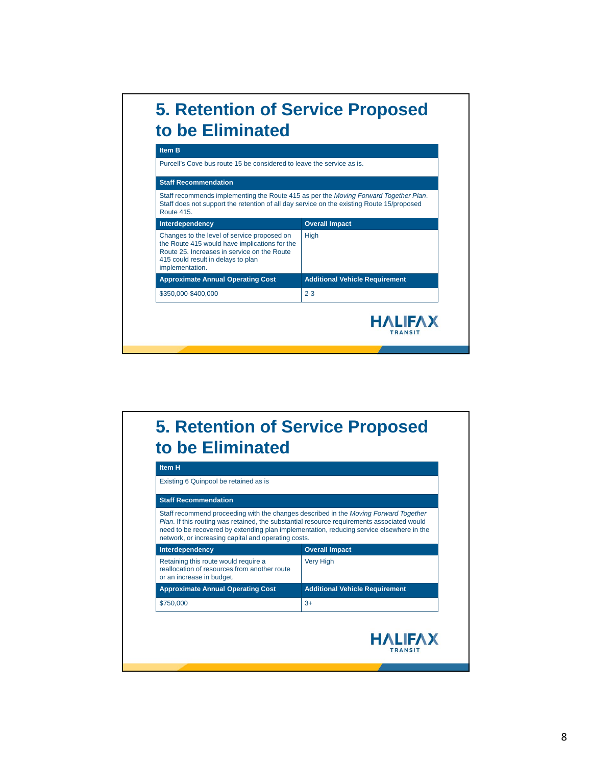## 5. Retention of Service Proposed to be Eliminated

| Item B | |
|---|---|
| Purcell's Cove bus route 15 be considered to leave the service as is. | |
| **Staff Recommendation** | |
| Staff recommends implementing the Route 415 as per the *Moving Forward Together Plan*. Staff does not support the retention of all day service on the existing Route 15/proposed Route 415. | |
| **Interdependency** | **Overall Impact** |
| Changes to the level of service proposed on the Route 415 would have implications for the Route 25. Increases in service on the Route 415 could result in delays to plan implementation. | High |
| **Approximate Annual Operating Cost** | **Additional Vehicle Requirement** |
| $350,000-$400,000 | 2-3 |

HALIFAX TRANSIT

## 5. Retention of Service Proposed to be Eliminated

| Item H | |
|---|---|
| Existing 6 Quinpool be retained as is | |
| **Staff Recommendation** | |
| Staff recommend proceeding with the changes described in the *Moving Forward Together Plan*. If this routing was retained, the substantial resource requirements associated would need to be recovered by extending plan implementation, reducing service elsewhere in the network, or increasing capital and operating costs. | |
| **Interdependency** | **Overall Impact** |
| Retaining this route would require a reallocation of resources from another route or an increase in budget. | Very High |
| **Approximate Annual Operating Cost** | **Additional Vehicle Requirement** |
| $750,000 | 3+ |

HALIFAX TRANSIT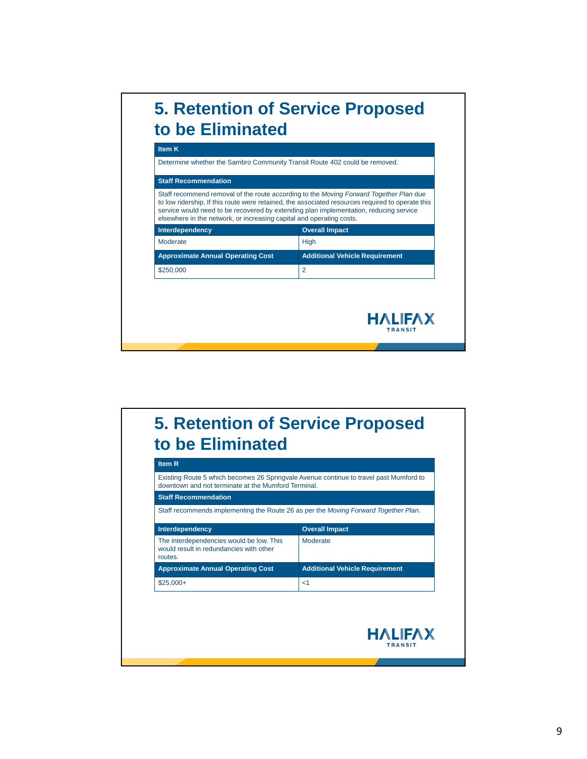## 5. Retention of Service Proposed to be Eliminated

| Item K | |
|---|---|
| Determine whether the Sambro Community Transit Route 402 could be removed. | |
| **Staff Recommendation** | |
| Staff recommend removal of the route according to the *Moving Forward Together Plan* due to low ridership. If this route were retained, the associated resources required to operate this service would need to be recovered by extending plan implementation, reducing service elsewhere in the network, or increasing capital and operating costs. | |
| **Interdependency** | **Overall Impact** |
| Moderate | High |
| **Approximate Annual Operating Cost** | **Additional Vehicle Requirement** |
| $250,000 | 2 |

HALIFAX TRANSIT

## 5. Retention of Service Proposed to be Eliminated

| Item R | |
|---|---|
| Existing Route 5 which becomes 26 Springvale Avenue continue to travel past Mumford to downtown and not terminate at the Mumford Terminal. | |
| **Staff Recommendation** | |
| Staff recommends implementing the Route 26 as per the *Moving Forward Together Plan*. | |
| **Interdependency** | **Overall Impact** |
| The interdependencies would be low. This would result in redundancies with other routes. | Moderate |
| **Approximate Annual Operating Cost** | **Additional Vehicle Requirement** |
| $25,000+ | <1 |

HALIFAX TRANSIT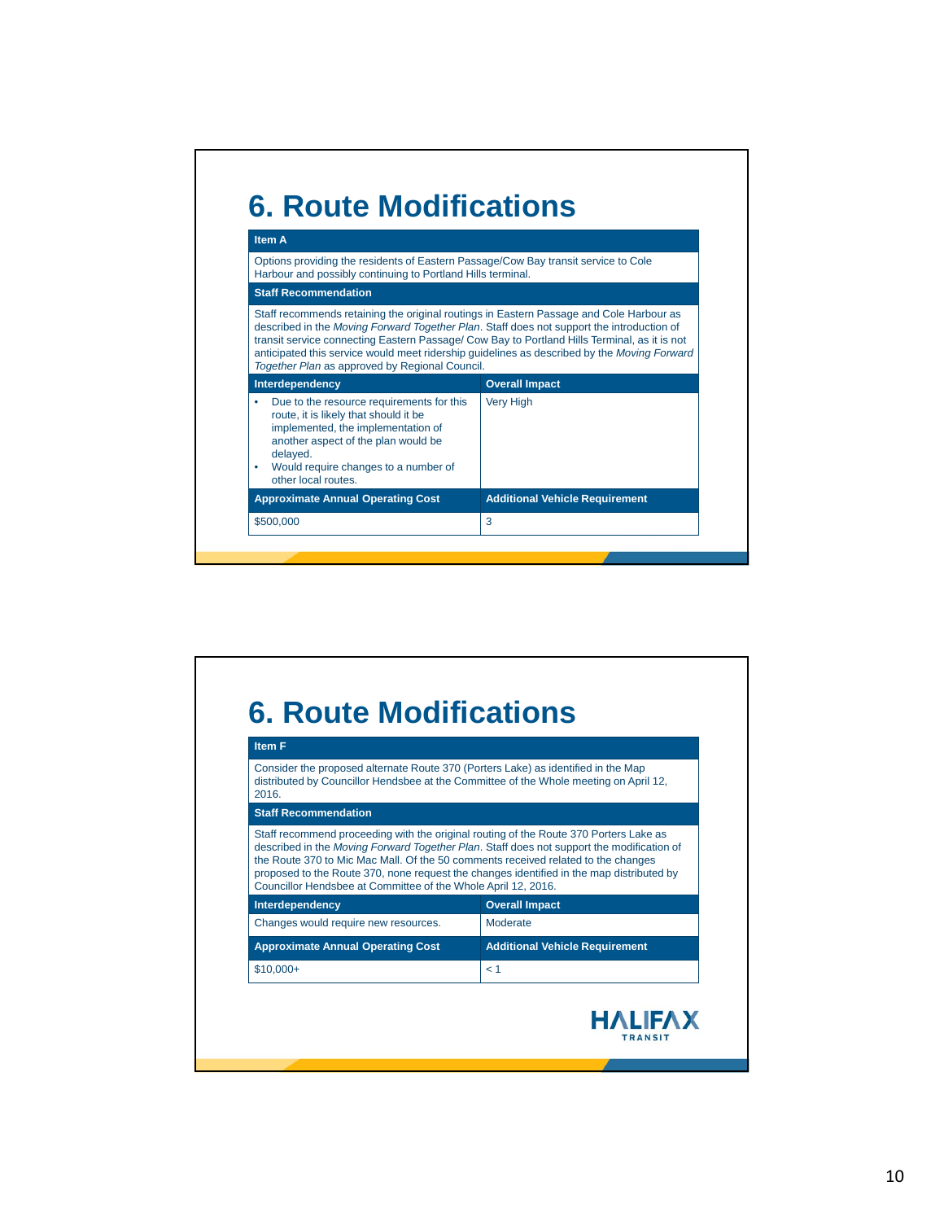# 6. Route Modifications

**Item A**

Options providing the residents of Eastern Passage/Cow Bay transit service to Cole Harbour and possibly continuing to Portland Hills terminal.

**Staff Recommendation**

Staff recommends retaining the original routings in Eastern Passage and Cole Harbour as described in the *Moving Forward Together Plan*. Staff does not support the introduction of transit service connecting Eastern Passage/ Cow Bay to Portland Hills Terminal, as it is not anticipated this service would meet ridership guidelines as described by the *Moving Forward Together Plan* as approved by Regional Council.

| Interdependency | Overall Impact |
|---|---|
| • Due to the resource requirements for this route, it is likely that should it be implemented, the implementation of another aspect of the plan would be delayed.<br>• Would require changes to a number of other local routes. | Very High |
| **Approximate Annual Operating Cost** | **Additional Vehicle Requirement** |
| $500,000 | 3 |

# 6. Route Modifications

**Item F**

Consider the proposed alternate Route 370 (Porters Lake) as identified in the Map distributed by Councillor Hendsbee at the Committee of the Whole meeting on April 12, 2016.

**Staff Recommendation**

Staff recommend proceeding with the original routing of the Route 370 Porters Lake as described in the *Moving Forward Together Plan*. Staff does not support the modification of the Route 370 to Mic Mac Mall. Of the 50 comments received related to the changes proposed to the Route 370, none request the changes identified in the map distributed by Councillor Hendsbee at Committee of the Whole April 12, 2016.

| Interdependency | Overall Impact |
|---|---|
| Changes would require new resources. | Moderate |
| **Approximate Annual Operating Cost** | **Additional Vehicle Requirement** |
| $10,000+ | < 1 |

HALIFAX TRANSIT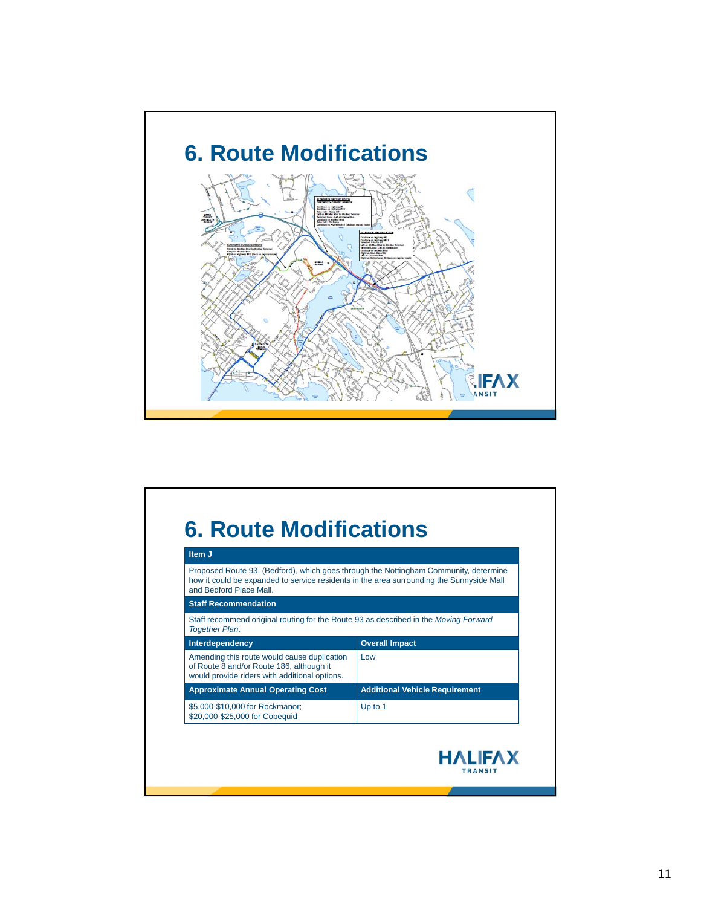# 6. Route Modifications

# 6. Route Modifications

| Item J | |
|---|---|
| Proposed Route 93, (Bedford), which goes through the Nottingham Community, determine how it could be expanded to service residents in the area surrounding the Sunnyside Mall and Bedford Place Mall. | |
| **Staff Recommendation** | |
| Staff recommend original routing for the Route 93 as described in the *Moving Forward Together Plan*. | |
| **Interdependency** | **Overall Impact** |
| Amending this route would cause duplication of Route 8 and/or Route 186, although it would provide riders with additional options. | Low |
| **Approximate Annual Operating Cost** | **Additional Vehicle Requirement** |
| $5,000-$10,000 for Rockmanor; $20,000-$25,000 for Cobequid | Up to 1 |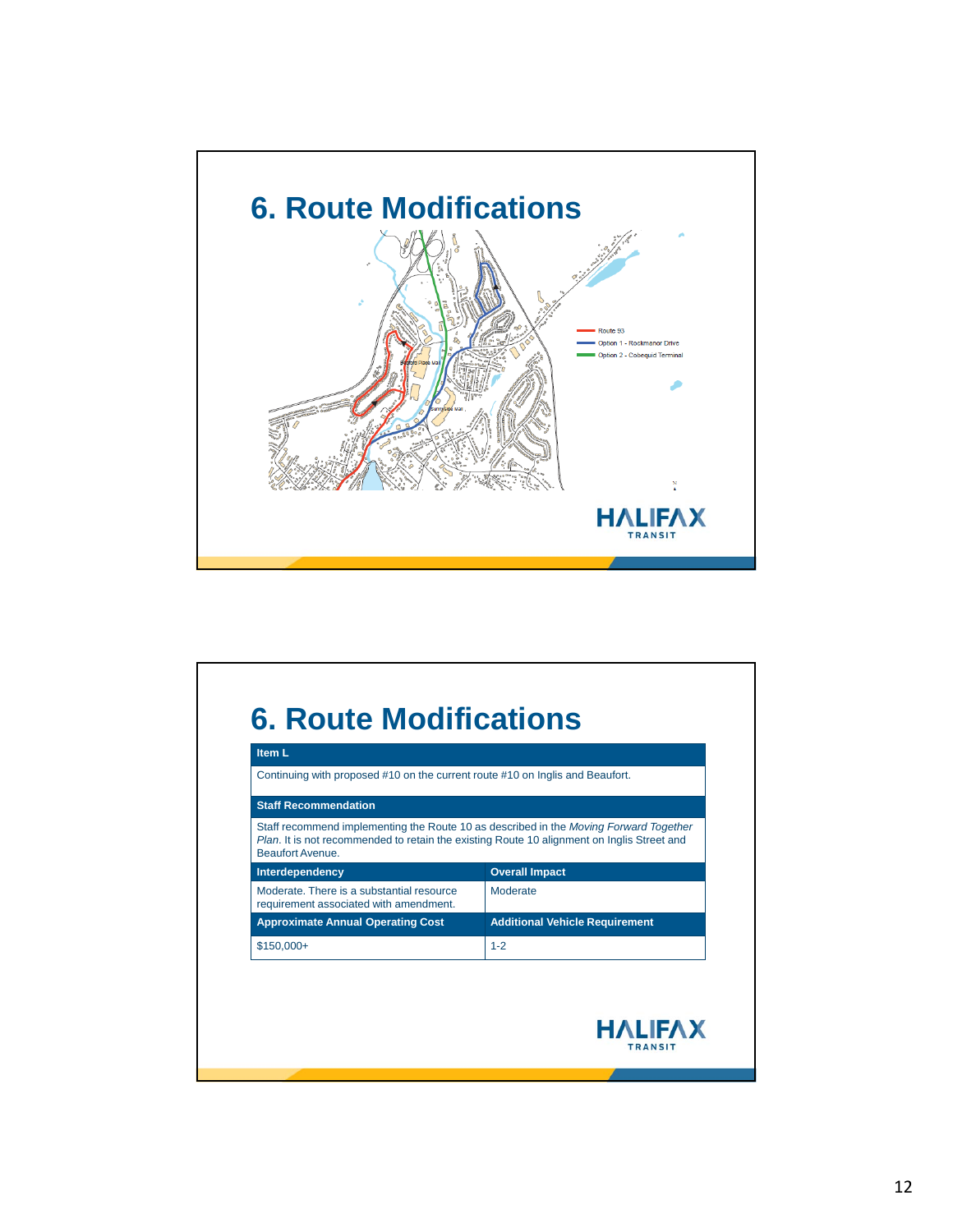# 6. Route Modifications

Route 93

Option 1 - Rockmanor Drive

Option 2 - Cobequid Terminal

# 6. Route Modifications

| Item L | |
|---|---|
| Continuing with proposed #10 on the current route #10 on Inglis and Beaufort. | |
| **Staff Recommendation** | |
| Staff recommend implementing the Route 10 as described in the *Moving Forward Together Plan*. It is not recommended to retain the existing Route 10 alignment on Inglis Street and Beaufort Avenue. | |
| **Interdependency** | **Overall Impact** |
| Moderate. There is a substantial resource requirement associated with amendment. | Moderate |
| **Approximate Annual Operating Cost** | **Additional Vehicle Requirement** |
| $150,000+ | 1-2 |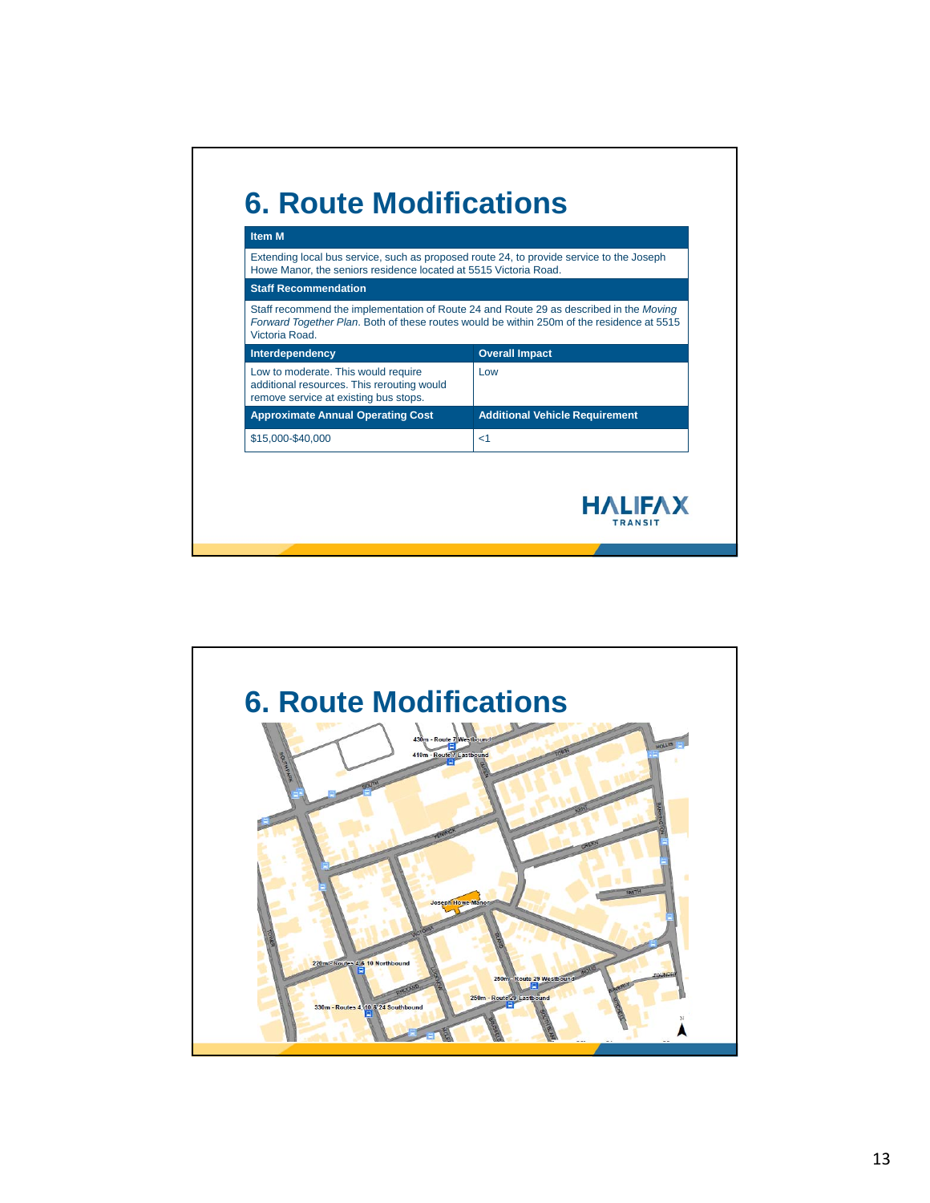# 6. Route Modifications

| Item M | |
|---|---|
| Extending local bus service, such as proposed route 24, to provide service to the Joseph Howe Manor, the seniors residence located at 5515 Victoria Road. | |
| **Staff Recommendation** | |
| Staff recommend the implementation of Route 24 and Route 29 as described in the *Moving Forward Together Plan*. Both of these routes would be within 250m of the residence at 5515 Victoria Road. | |
| **Interdependency** | **Overall Impact** |
| Low to moderate. This would require additional resources. This rerouting would remove service at existing bus stops. | Low |
| **Approximate Annual Operating Cost** | **Additional Vehicle Requirement** |
| $15,000-$40,000 | <1 |

# 6. Route Modifications

430m - Route 7 Westbound

410m - Route 7 Eastbound

Joseph Howe Manor

220m - Routes 4 & 10 Northbound

330m - Routes 4, 10 & 24 Southbound

250m - Route 29 Westbound

250m - Route 29 Eastbound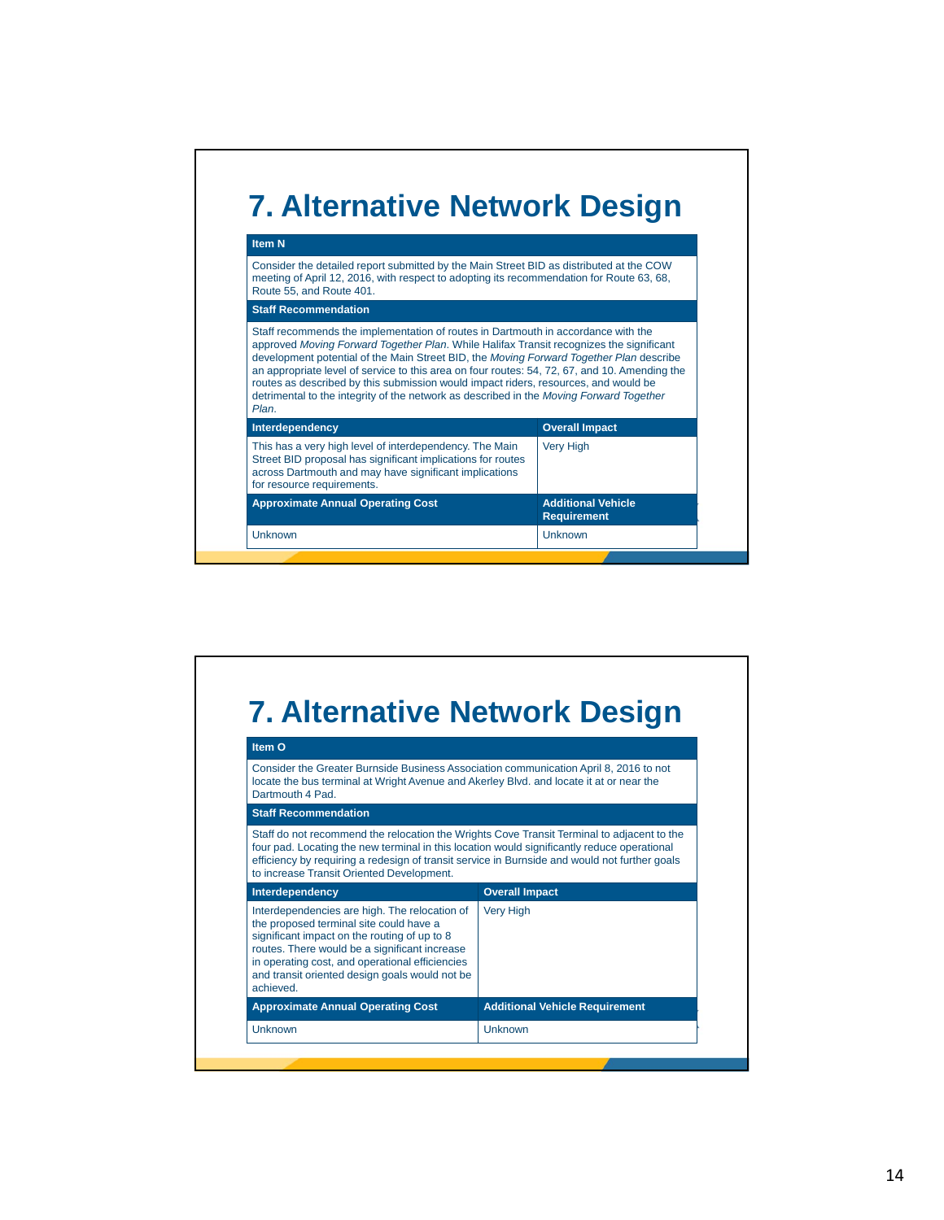# 7. Alternative Network Design

| Item N | |
|---|---|
| Consider the detailed report submitted by the Main Street BID as distributed at the COW meeting of April 12, 2016, with respect to adopting its recommendation for Route 63, 68, Route 55, and Route 401. | |
| **Staff Recommendation** | |
| Staff recommends the implementation of routes in Dartmouth in accordance with the approved *Moving Forward Together Plan*. While Halifax Transit recognizes the significant development potential of the Main Street BID, the *Moving Forward Together Plan* describe an appropriate level of service to this area on four routes: 54, 72, 67, and 10. Amending the routes as described by this submission would impact riders, resources, and would be detrimental to the integrity of the network as described in the *Moving Forward Together Plan*. | |
| **Interdependency** | **Overall Impact** |
| This has a very high level of interdependency. The Main Street BID proposal has significant implications for routes across Dartmouth and may have significant implications for resource requirements. | Very High |
| **Approximate Annual Operating Cost** | **Additional Vehicle Requirement** |
| Unknown | Unknown |

# 7. Alternative Network Design

| Item O | |
|---|---|
| Consider the Greater Burnside Business Association communication April 8, 2016 to not locate the bus terminal at Wright Avenue and Akerley Blvd. and locate it at or near the Dartmouth 4 Pad. | |
| **Staff Recommendation** | |
| Staff do not recommend the relocation the Wrights Cove Transit Terminal to adjacent to the four pad. Locating the new terminal in this location would significantly reduce operational efficiency by requiring a redesign of transit service in Burnside and would not further goals to increase Transit Oriented Development. | |
| **Interdependency** | **Overall Impact** |
| Interdependencies are high. The relocation of the proposed terminal site could have a significant impact on the routing of up to 8 routes. There would be a significant increase in operating cost, and operational efficiencies and transit oriented design goals would not be achieved. | Very High |
| **Approximate Annual Operating Cost** | **Additional Vehicle Requirement** |
| Unknown | Unknown |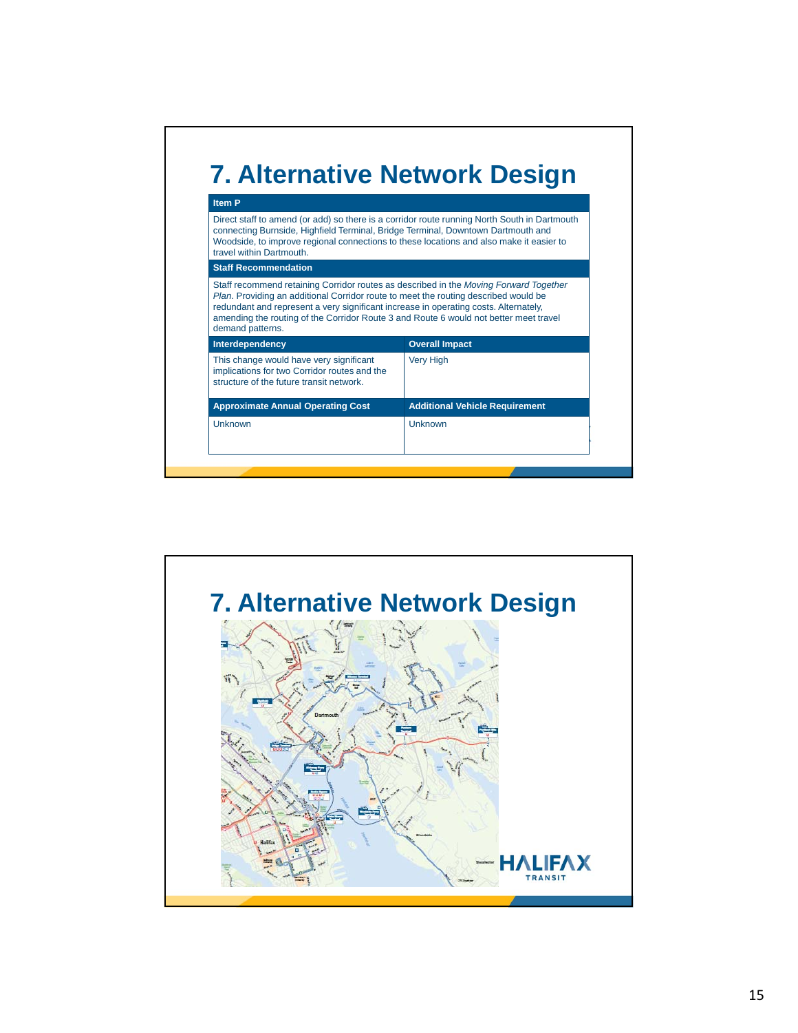# 7. Alternative Network Design

| Item P | |
|---|---|
| Direct staff to amend (or add) so there is a corridor route running North South in Dartmouth connecting Burnside, Highfield Terminal, Bridge Terminal, Downtown Dartmouth and Woodside, to improve regional connections to these locations and also make it easier to travel within Dartmouth. | |
| **Staff Recommendation** | |
| Staff recommend retaining Corridor routes as described in the *Moving Forward Together Plan*. Providing an additional Corridor route to meet the routing described would be redundant and represent a very significant increase in operating costs. Alternately, amending the routing of the Corridor Route 3 and Route 6 would not better meet travel demand patterns. | |
| **Interdependency** | **Overall Impact** |
| This change would have very significant implications for two Corridor routes and the structure of the future transit network. | Very High |
| **Approximate Annual Operating Cost** | **Additional Vehicle Requirement** |
| Unknown | Unknown |

# 7. Alternative Network Design

HALIFAX TRANSIT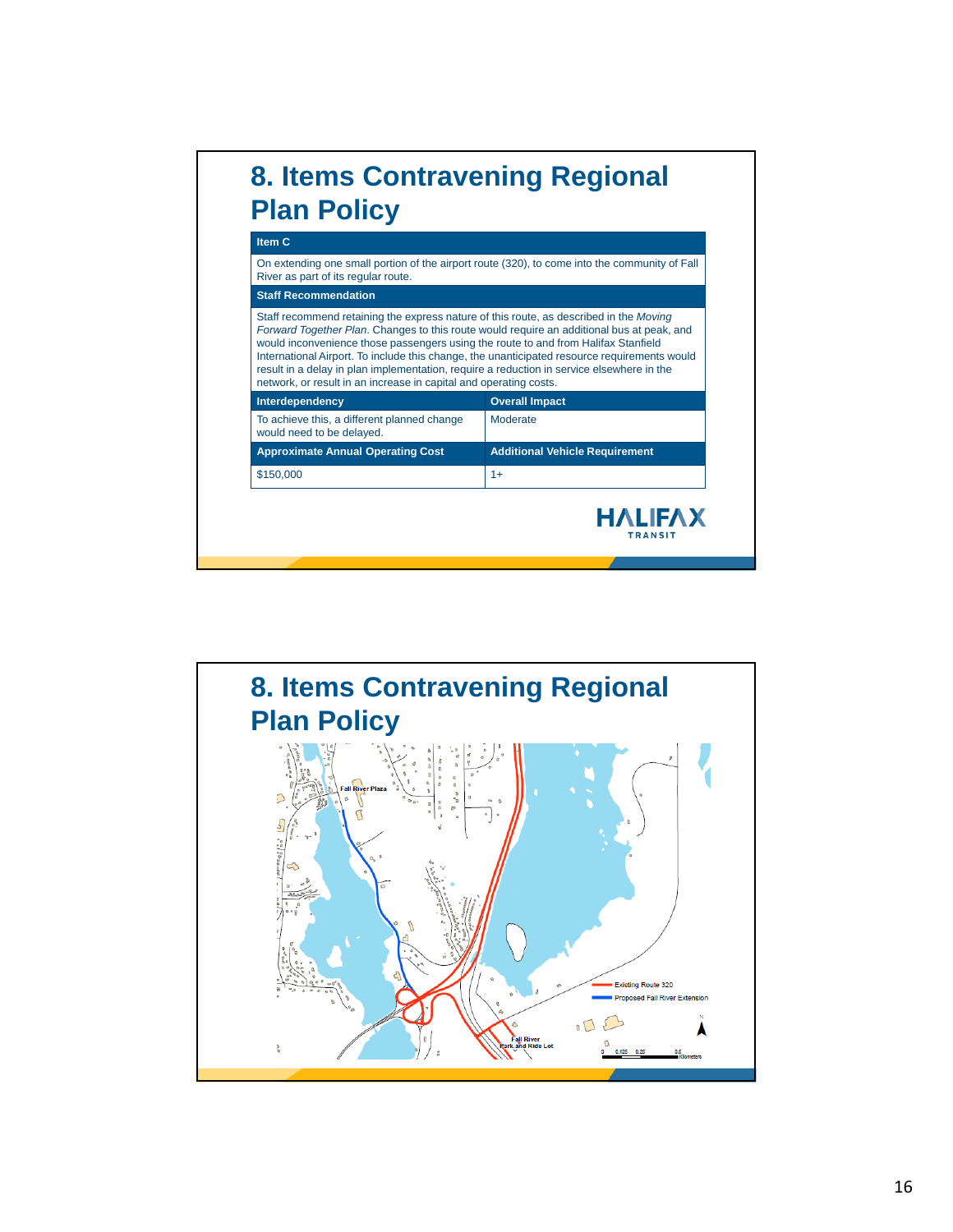# 8. Items Contravening Regional Plan Policy

| Item C | |
|---|---|
| On extending one small portion of the airport route (320), to come into the community of Fall River as part of its regular route. | |
| **Staff Recommendation** | |
| Staff recommend retaining the express nature of this route, as described in the *Moving Forward Together Plan*. Changes to this route would require an additional bus at peak, and would inconvenience those passengers using the route to and from Halifax Stanfield International Airport. To include this change, the unanticipated resource requirements would result in a delay in plan implementation, require a reduction in service elsewhere in the network, or result in an increase in capital and operating costs. | |
| **Interdependency** | **Overall Impact** |
| To achieve this, a different planned change would need to be delayed. | Moderate |
| **Approximate Annual Operating Cost** | **Additional Vehicle Requirement** |
| $150,000 | 1+ |

HALIFAX TRANSIT

# 8. Items Contravening Regional Plan Policy

Fall River Plaza

Fall River Park and Ride Lot

Existing Route 320

Proposed Fall River Extension

0 0.125 0.25 0.5 Kilometers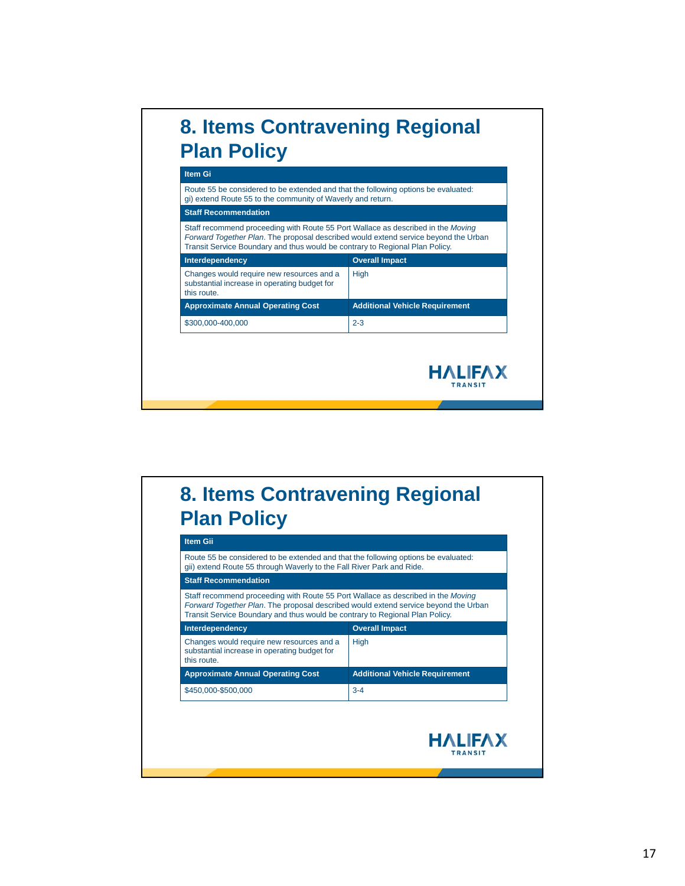## 8. Items Contravening Regional Plan Policy

| Item Gi | |
|---|---|
| Route 55 be considered to be extended and that the following options be evaluated: gi) extend Route 55 to the community of Waverly and return. | |
| **Staff Recommendation** | |
| Staff recommend proceeding with Route 55 Port Wallace as described in the *Moving Forward Together Plan*. The proposal described would extend service beyond the Urban Transit Service Boundary and thus would be contrary to Regional Plan Policy. | |
| **Interdependency** | **Overall Impact** |
| Changes would require new resources and a substantial increase in operating budget for this route. | High |
| **Approximate Annual Operating Cost** | **Additional Vehicle Requirement** |
| $300,000-400,000 | 2-3 |

HALIFAX TRANSIT

## 8. Items Contravening Regional Plan Policy

| Item Gii | |
|---|---|
| Route 55 be considered to be extended and that the following options be evaluated: gii) extend Route 55 through Waverly to the Fall River Park and Ride. | |
| **Staff Recommendation** | |
| Staff recommend proceeding with Route 55 Port Wallace as described in the *Moving Forward Together Plan*. The proposal described would extend service beyond the Urban Transit Service Boundary and thus would be contrary to Regional Plan Policy. | |
| **Interdependency** | **Overall Impact** |
| Changes would require new resources and a substantial increase in operating budget for this route. | High |
| **Approximate Annual Operating Cost** | **Additional Vehicle Requirement** |
| $450,000-$500,000 | 3-4 |

HALIFAX TRANSIT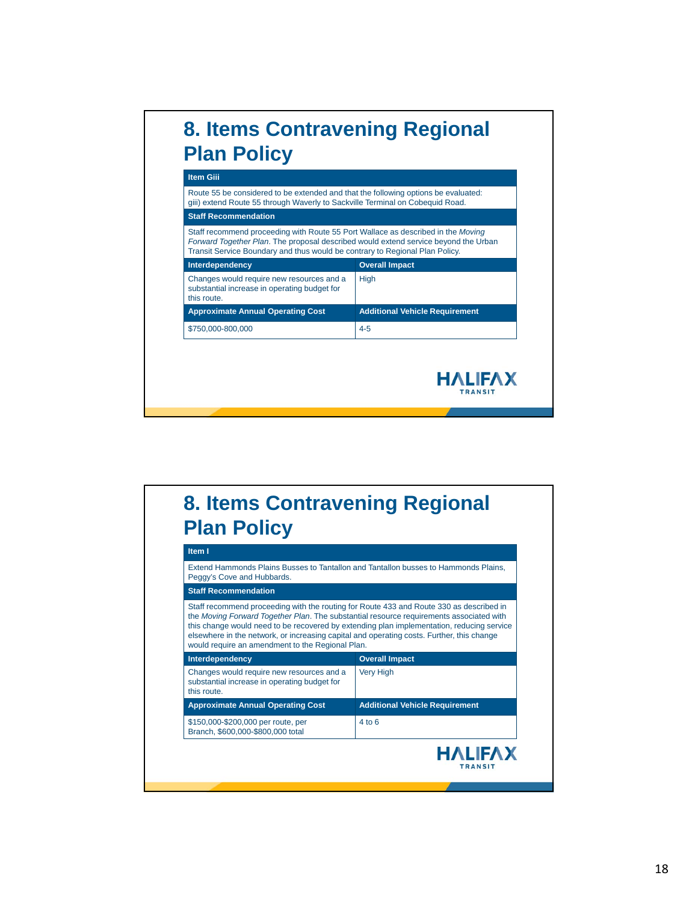## 8. Items Contravening Regional Plan Policy

| Item Giii | |
|---|---|
| Route 55 be considered to be extended and that the following options be evaluated: giii) extend Route 55 through Waverly to Sackville Terminal on Cobequid Road. | |
| **Staff Recommendation** | |
| Staff recommend proceeding with Route 55 Port Wallace as described in the *Moving Forward Together Plan*. The proposal described would extend service beyond the Urban Transit Service Boundary and thus would be contrary to Regional Plan Policy. | |
| **Interdependency** | **Overall Impact** |
| Changes would require new resources and a substantial increase in operating budget for this route. | High |
| **Approximate Annual Operating Cost** | **Additional Vehicle Requirement** |
| $750,000-800,000 | 4-5 |

HALIFAX TRANSIT

## 8. Items Contravening Regional Plan Policy

| Item I | |
|---|---|
| Extend Hammonds Plains Busses to Tantallon and Tantallon busses to Hammonds Plains, Peggy's Cove and Hubbards. | |
| **Staff Recommendation** | |
| Staff recommend proceeding with the routing for Route 433 and Route 330 as described in the *Moving Forward Together Plan*. The substantial resource requirements associated with this change would need to be recovered by extending plan implementation, reducing service elsewhere in the network, or increasing capital and operating costs. Further, this change would require an amendment to the Regional Plan. | |
| **Interdependency** | **Overall Impact** |
| Changes would require new resources and a substantial increase in operating budget for this route. | Very High |
| **Approximate Annual Operating Cost** | **Additional Vehicle Requirement** |
| $150,000-$200,000 per route, per Branch, $600,000-$800,000 total | 4 to 6 |

HALIFAX TRANSIT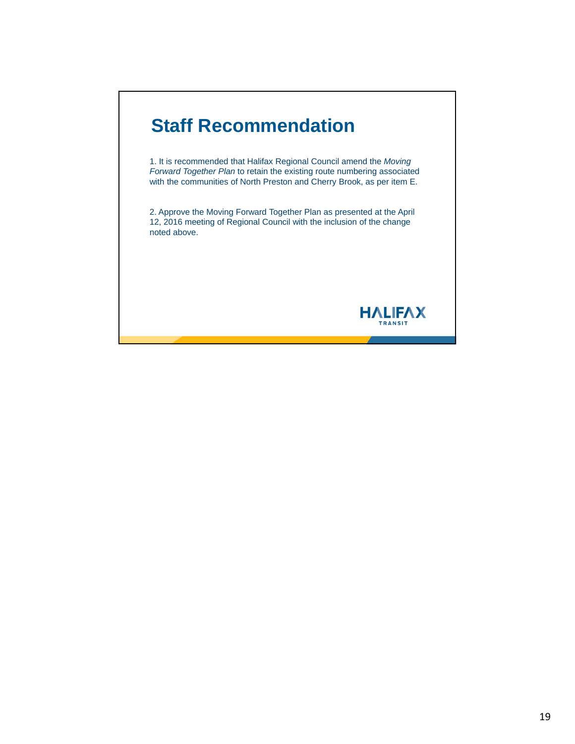# Staff Recommendation

1. It is recommended that Halifax Regional Council amend the *Moving Forward Together Plan* to retain the existing route numbering associated with the communities of North Preston and Cherry Brook, as per item E.

2. Approve the Moving Forward Together Plan as presented at the April 12, 2016 meeting of Regional Council with the inclusion of the change noted above.

HALIFAX TRANSIT